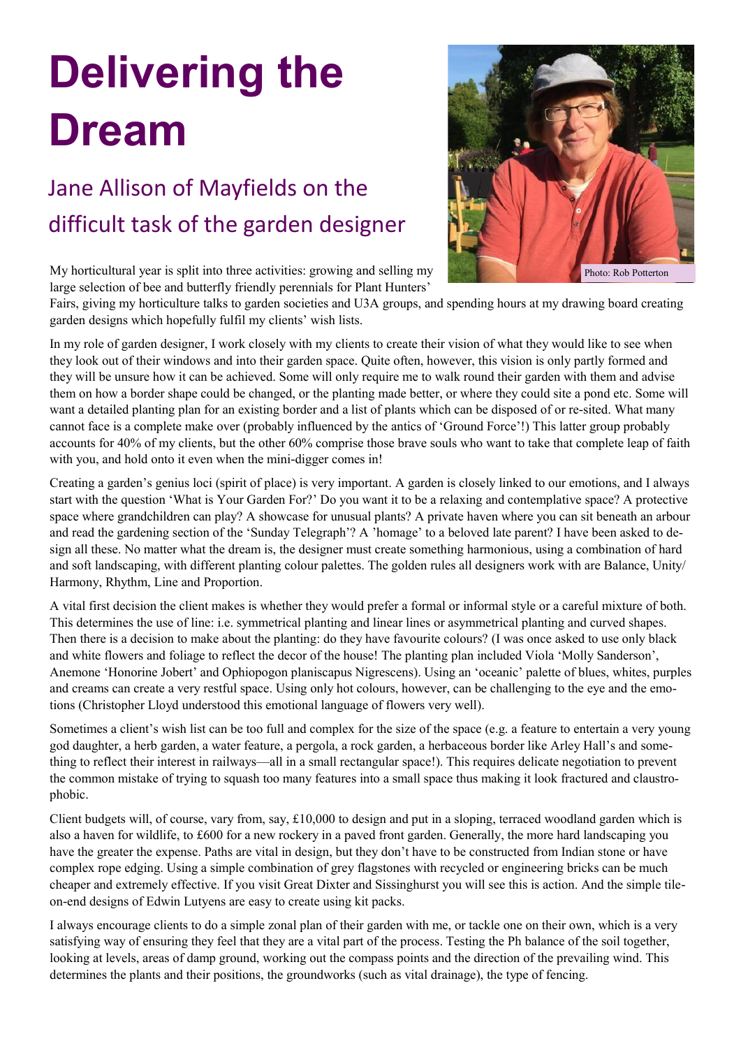# Delivering the Dream

## Jane Allison of Mayfields on the difficult task of the garden designer

Photo: Rob Potterton

My horticultural year is split into three activities: growing and selling my large selection of bee and butterfly friendly perennials for Plant Hunters' Fairs, giving my horticulture talks to garden societies and U3A groups, and spending hours at my drawing board creating garden designs which hopefully fulfil my clients' wish lists.

In my role of garden designer, I work closely with my clients to create their vision of what they would like to see when they look out of their windows and into their garden space. Quite often, however, this vision is only partly formed and they will be unsure how it can be achieved. Some will only require me to walk round their garden with them and advise them on how a border shape could be changed, or the planting made better, or where they could site a pond etc. Some will want a detailed planting plan for an existing border and a list of plants which can be disposed of or re-sited. What many cannot face is a complete make over (probably influenced by the antics of 'Ground Force'!) This latter group probably accounts for 40% of my clients, but the other 60% comprise those brave souls who want to take that complete leap of faith with you, and hold onto it even when the mini-digger comes in!

Creating a garden's genius loci (spirit of place) is very important. A garden is closely linked to our emotions, and I always start with the question 'What is Your Garden For?' Do you want it to be a relaxing and contemplative space? A protective space where grandchildren can play? A showcase for unusual plants? A private haven where you can sit beneath an arbour and read the gardening section of the 'Sunday Telegraph'? A 'homage' to a beloved late parent? I have been asked to design all these. No matter what the dream is, the designer must create something harmonious, using a combination of hard and soft landscaping, with different planting colour palettes. The golden rules all designers work with are Balance, Unity/ Harmony, Rhythm, Line and Proportion.

A vital first decision the client makes is whether they would prefer a formal or informal style or a careful mixture of both. This determines the use of line: i.e. symmetrical planting and linear lines or asymmetrical planting and curved shapes. Then there is a decision to make about the planting: do they have favourite colours? (I was once asked to use only black and white flowers and foliage to reflect the decor of the house! The planting plan included Viola 'Molly Sanderson', Anemone 'Honorine Jobert' and Ophiopogon planiscapus Nigrescens). Using an 'oceanic' palette of blues, whites, purples and creams can create a very restful space. Using only hot colours, however, can be challenging to the eye and the emotions (Christopher Lloyd understood this emotional language of flowers very well).

Sometimes a client's wish list can be too full and complex for the size of the space (e.g. a feature to entertain a very young god daughter, a herb garden, a water feature, a pergola, a rock garden, a herbaceous border like Arley Hall's and something to reflect their interest in railways—all in a small rectangular space!). This requires delicate negotiation to prevent the common mistake of trying to squash too many features into a small space thus making it look fractured and claustrophobic.

Client budgets will, of course, vary from, say, £10,000 to design and put in a sloping, terraced woodland garden which is also a haven for wildlife, to £600 for a new rockery in a paved front garden. Generally, the more hard landscaping you have the greater the expense. Paths are vital in design, but they don't have to be constructed from Indian stone or have complex rope edging. Using a simple combination of grey flagstones with recycled or engineering bricks can be much cheaper and extremely effective. If you visit Great Dixter and Sissinghurst you will see this is action. And the simple tile-on-end designs of Edwin Lutyens are easy to create using kit packs.

I always encourage clients to do a simple zonal plan of their garden with me, or tackle one on their own, which is a very satisfying way of ensuring they feel that they are a vital part of the process. Testing the Ph balance of the soil together, looking at levels, areas of damp ground, working out the compass points and the direction of the prevailing wind. This determines the plants and their positions, the groundworks (such as vital drainage), the type of fencing.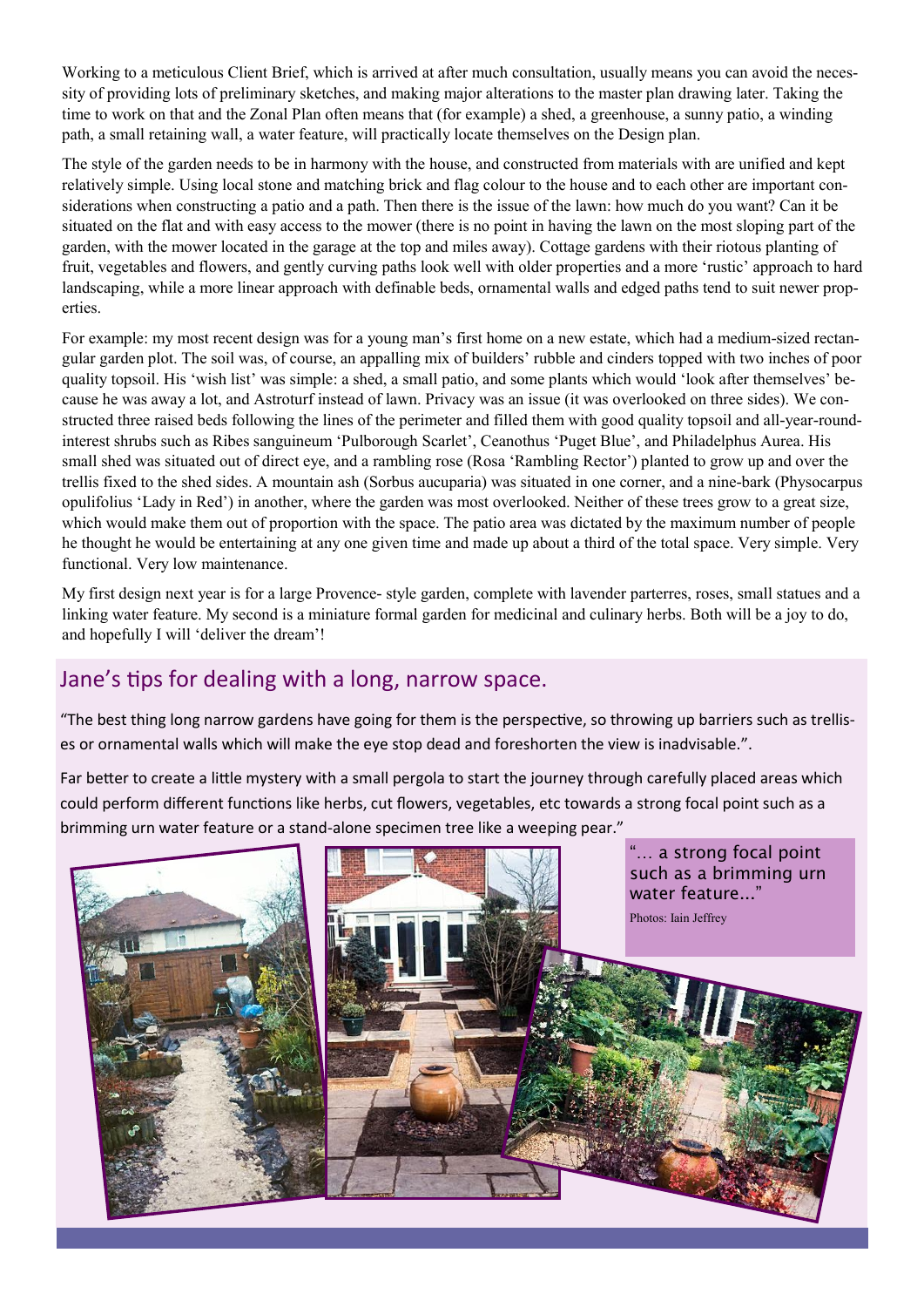Working to a meticulous Client Brief, which is arrived at after much consultation, usually means you can avoid the necessity of providing lots of preliminary sketches, and making major alterations to the master plan drawing later. Taking the time to work on that and the Zonal Plan often means that (for example) a shed, a greenhouse, a sunny patio, a winding path, a small retaining wall, a water feature, will practically locate themselves on the Design plan.

The style of the garden needs to be in harmony with the house, and constructed from materials with are unified and kept relatively simple. Using local stone and matching brick and flag colour to the house and to each other are important considerations when constructing a patio and a path. Then there is the issue of the lawn: how much do you want? Can it be situated on the flat and with easy access to the mower (there is no point in having the lawn on the most sloping part of the garden, with the mower located in the garage at the top and miles away). Cottage gardens with their riotous planting of fruit, vegetables and flowers, and gently curving paths look well with older properties and a more 'rustic' approach to hard landscaping, while a more linear approach with definable beds, ornamental walls and edged paths tend to suit newer properties.

For example: my most recent design was for a young man's first home on a new estate, which had a medium-sized rectangular garden plot. The soil was, of course, an appalling mix of builders' rubble and cinders topped with two inches of poor quality topsoil. His 'wish list' was simple: a shed, a small patio, and some plants which would 'look after themselves' because he was away a lot, and Astroturf instead of lawn. Privacy was an issue (it was overlooked on three sides). We constructed three raised beds following the lines of the perimeter and filled them with good quality topsoil and all-year-round-interest shrubs such as Ribes sanguineum 'Pulborough Scarlet', Ceanothus 'Puget Blue', and Philadelphus Aurea. His small shed was situated out of direct eye, and a rambling rose (Rosa 'Rambling Rector') planted to grow up and over the trellis fixed to the shed sides. A mountain ash (Sorbus aucuparia) was situated in one corner, and a nine-bark (Physocarpus opulifolius 'Lady in Red') in another, where the garden was most overlooked. Neither of these trees grow to a great size, which would make them out of proportion with the space. The patio area was dictated by the maximum number of people he thought he would be entertaining at any one given time and made up about a third of the total space. Very simple. Very functional. Very low maintenance.

My first design next year is for a large Provence- style garden, complete with lavender parterres, roses, small statues and a linking water feature. My second is a miniature formal garden for medicinal and culinary herbs. Both will be a joy to do, and hopefully I will 'deliver the dream'!

## Jane's tips for dealing with a long, narrow space.

"The best thing long narrow gardens have going for them is the perspective, so throwing up barriers such as trellises or ornamental walls which will make the eye stop dead and foreshorten the view is inadvisable.".

Far better to create a little mystery with a small pergola to start the journey through carefully placed areas which could perform different functions like herbs, cut flowers, vegetables, etc towards a strong focal point such as a brimming urn water feature or a stand-alone specimen tree like a weeping pear."

"… a strong focal point such as a brimming urn water feature..."

Photos: Iain Jeffrey